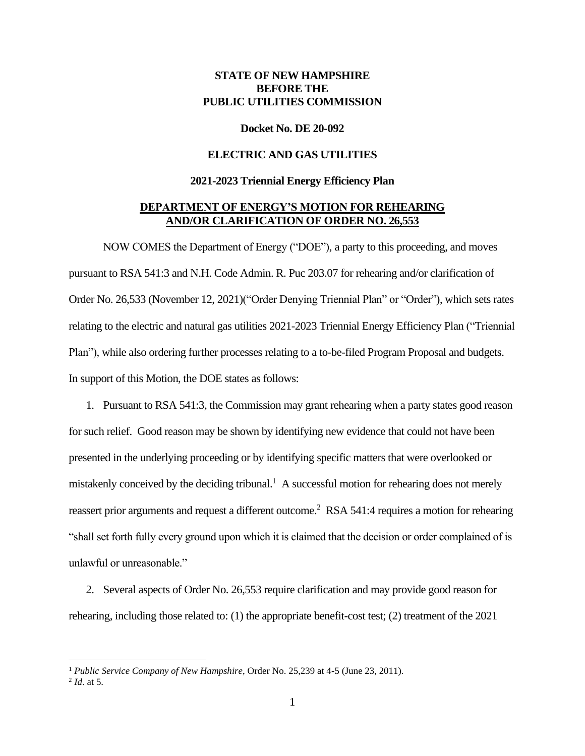**STATE OF NEW HAMPSHIRE**
**BEFORE THE**
**PUBLIC UTILITIES COMMISSION**

**Docket No. DE 20-092**

**ELECTRIC AND GAS UTILITIES**

**2021-2023 Triennial Energy Efficiency Plan**

**DEPARTMENT OF ENERGY'S MOTION FOR REHEARING AND/OR CLARIFICATION OF ORDER NO. 26,553**

NOW COMES the Department of Energy ("DOE"), a party to this proceeding, and moves pursuant to RSA 541:3 and N.H. Code Admin. R. Puc 203.07 for rehearing and/or clarification of Order No. 26,533 (November 12, 2021)("Order Denying Triennial Plan" or "Order"), which sets rates relating to the electric and natural gas utilities 2021-2023 Triennial Energy Efficiency Plan ("Triennial Plan"), while also ordering further processes relating to a to-be-filed Program Proposal and budgets. In support of this Motion, the DOE states as follows:

1. Pursuant to RSA 541:3, the Commission may grant rehearing when a party states good reason for such relief. Good reason may be shown by identifying new evidence that could not have been presented in the underlying proceeding or by identifying specific matters that were overlooked or mistakenly conceived by the deciding tribunal.[1] A successful motion for rehearing does not merely reassert prior arguments and request a different outcome.[2] RSA 541:4 requires a motion for rehearing "shall set forth fully every ground upon which it is claimed that the decision or order complained of is unlawful or unreasonable."

2. Several aspects of Order No. 26,553 require clarification and may provide good reason for rehearing, including those related to: (1) the appropriate benefit-cost test; (2) treatment of the 2021

---

[1] *Public Service Company of New Hampshire*, Order No. 25,239 at 4-5 (June 23, 2011).

[2] *Id*. at 5.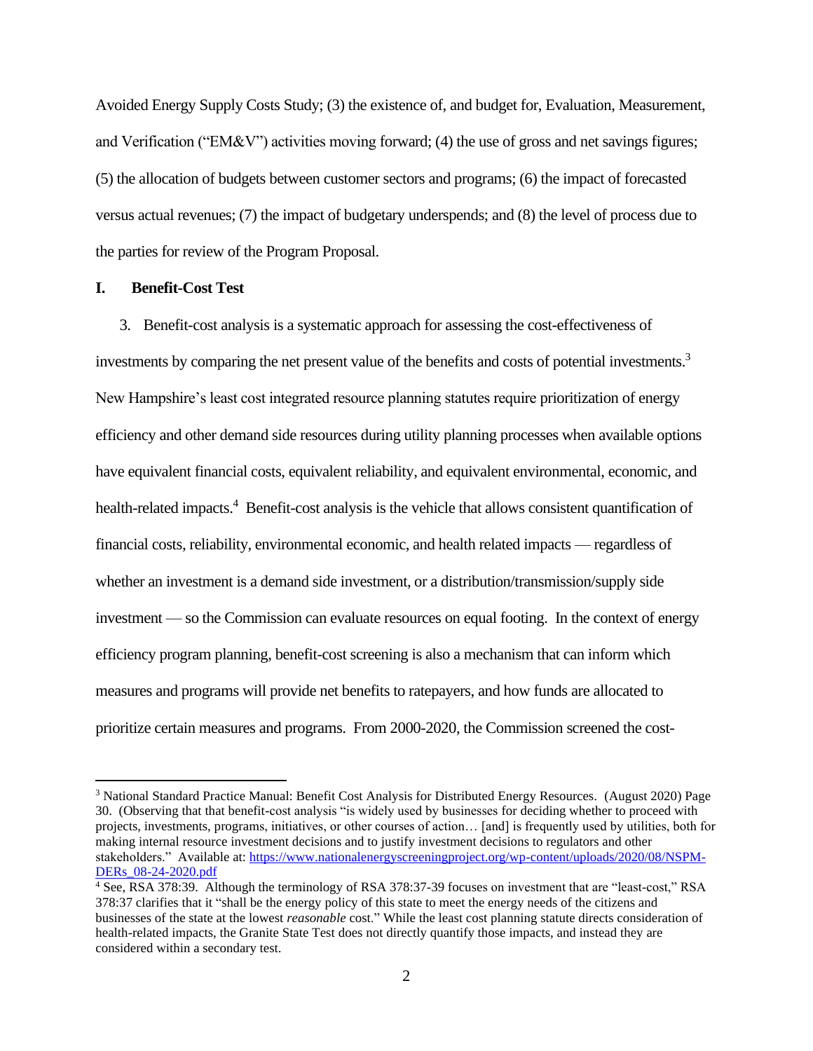Avoided Energy Supply Costs Study; (3) the existence of, and budget for, Evaluation, Measurement, and Verification ("EM&V") activities moving forward; (4) the use of gross and net savings figures; (5) the allocation of budgets between customer sectors and programs; (6) the impact of forecasted versus actual revenues; (7) the impact of budgetary underspends; and (8) the level of process due to the parties for review of the Program Proposal.

## I. Benefit-Cost Test

3. Benefit-cost analysis is a systematic approach for assessing the cost-effectiveness of investments by comparing the net present value of the benefits and costs of potential investments.[3] New Hampshire's least cost integrated resource planning statutes require prioritization of energy efficiency and other demand side resources during utility planning processes when available options have equivalent financial costs, equivalent reliability, and equivalent environmental, economic, and health-related impacts.[4] Benefit-cost analysis is the vehicle that allows consistent quantification of financial costs, reliability, environmental economic, and health related impacts — regardless of whether an investment is a demand side investment, or a distribution/transmission/supply side investment — so the Commission can evaluate resources on equal footing. In the context of energy efficiency program planning, benefit-cost screening is also a mechanism that can inform which measures and programs will provide net benefits to ratepayers, and how funds are allocated to prioritize certain measures and programs. From 2000-2020, the Commission screened the cost-

---

[3] National Standard Practice Manual: Benefit Cost Analysis for Distributed Energy Resources. (August 2020) Page 30. (Observing that that benefit-cost analysis "is widely used by businesses for deciding whether to proceed with projects, investments, programs, initiatives, or other courses of action… [and] is frequently used by utilities, both for making internal resource investment decisions and to justify investment decisions to regulators and other stakeholders." Available at: https://www.nationalenergyscreeningproject.org/wp-content/uploads/2020/08/NSPM-DERs_08-24-2020.pdf

[4] See, RSA 378:39. Although the terminology of RSA 378:37-39 focuses on investment that are "least-cost," RSA 378:37 clarifies that it "shall be the energy policy of this state to meet the energy needs of the citizens and businesses of the state at the lowest *reasonable* cost." While the least cost planning statute directs consideration of health-related impacts, the Granite State Test does not directly quantify those impacts, and instead they are considered within a secondary test.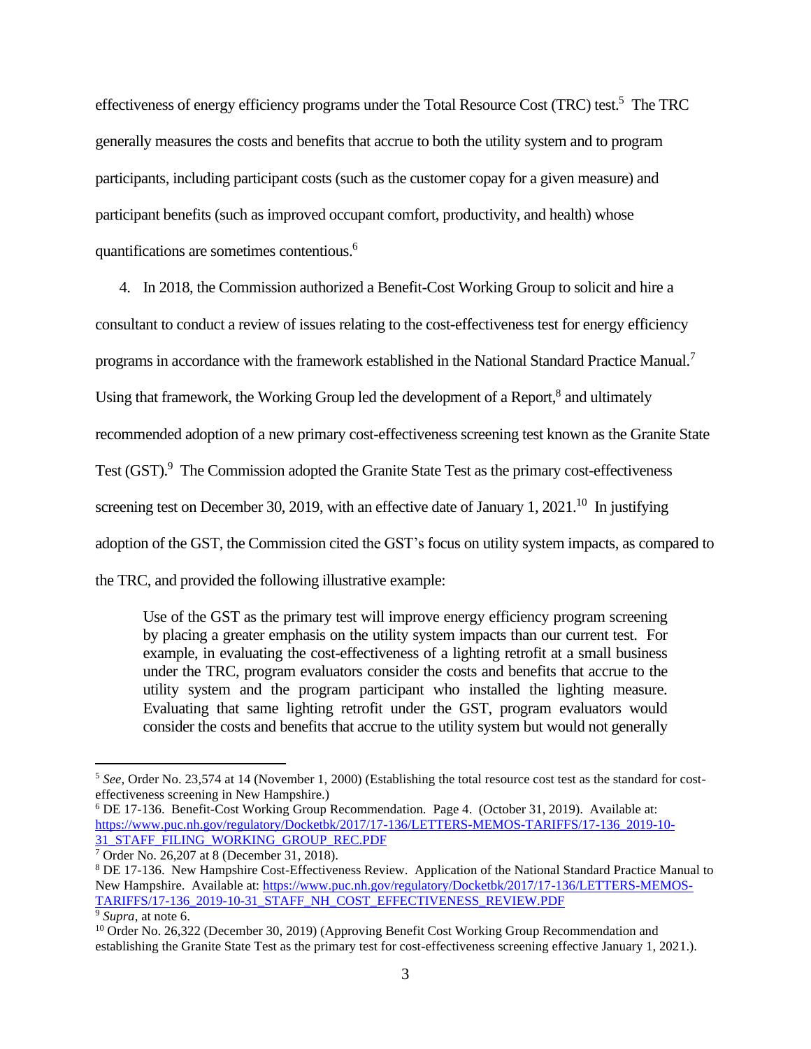effectiveness of energy efficiency programs under the Total Resource Cost (TRC) test.[5] The TRC generally measures the costs and benefits that accrue to both the utility system and to program participants, including participant costs (such as the customer copay for a given measure) and participant benefits (such as improved occupant comfort, productivity, and health) whose quantifications are sometimes contentious.[6]

4. In 2018, the Commission authorized a Benefit-Cost Working Group to solicit and hire a consultant to conduct a review of issues relating to the cost-effectiveness test for energy efficiency programs in accordance with the framework established in the National Standard Practice Manual.[7] Using that framework, the Working Group led the development of a Report,[8] and ultimately recommended adoption of a new primary cost-effectiveness screening test known as the Granite State Test (GST).[9] The Commission adopted the Granite State Test as the primary cost-effectiveness screening test on December 30, 2019, with an effective date of January 1, 2021.[10] In justifying adoption of the GST, the Commission cited the GST's focus on utility system impacts, as compared to the TRC, and provided the following illustrative example:

> Use of the GST as the primary test will improve energy efficiency program screening by placing a greater emphasis on the utility system impacts than our current test. For example, in evaluating the cost-effectiveness of a lighting retrofit at a small business under the TRC, program evaluators consider the costs and benefits that accrue to the utility system and the program participant who installed the lighting measure. Evaluating that same lighting retrofit under the GST, program evaluators would consider the costs and benefits that accrue to the utility system but would not generally

---

[5] *See*, Order No. 23,574 at 14 (November 1, 2000) (Establishing the total resource cost test as the standard for cost-effectiveness screening in New Hampshire.)

[6] DE 17-136. Benefit-Cost Working Group Recommendation. Page 4. (October 31, 2019). Available at: https://www.puc.nh.gov/regulatory/Docketbk/2017/17-136/LETTERS-MEMOS-TARIFFS/17-136_2019-10-31_STAFF_FILING_WORKING_GROUP_REC.PDF

[7] Order No. 26,207 at 8 (December 31, 2018).

[8] DE 17-136. New Hampshire Cost-Effectiveness Review. Application of the National Standard Practice Manual to New Hampshire. Available at: https://www.puc.nh.gov/regulatory/Docketbk/2017/17-136/LETTERS-MEMOS-TARIFFS/17-136_2019-10-31_STAFF_NH_COST_EFFECTIVENESS_REVIEW.PDF

[9] *Supra*, at note 6.

[10] Order No. 26,322 (December 30, 2019) (Approving Benefit Cost Working Group Recommendation and establishing the Granite State Test as the primary test for cost-effectiveness screening effective January 1, 2021.).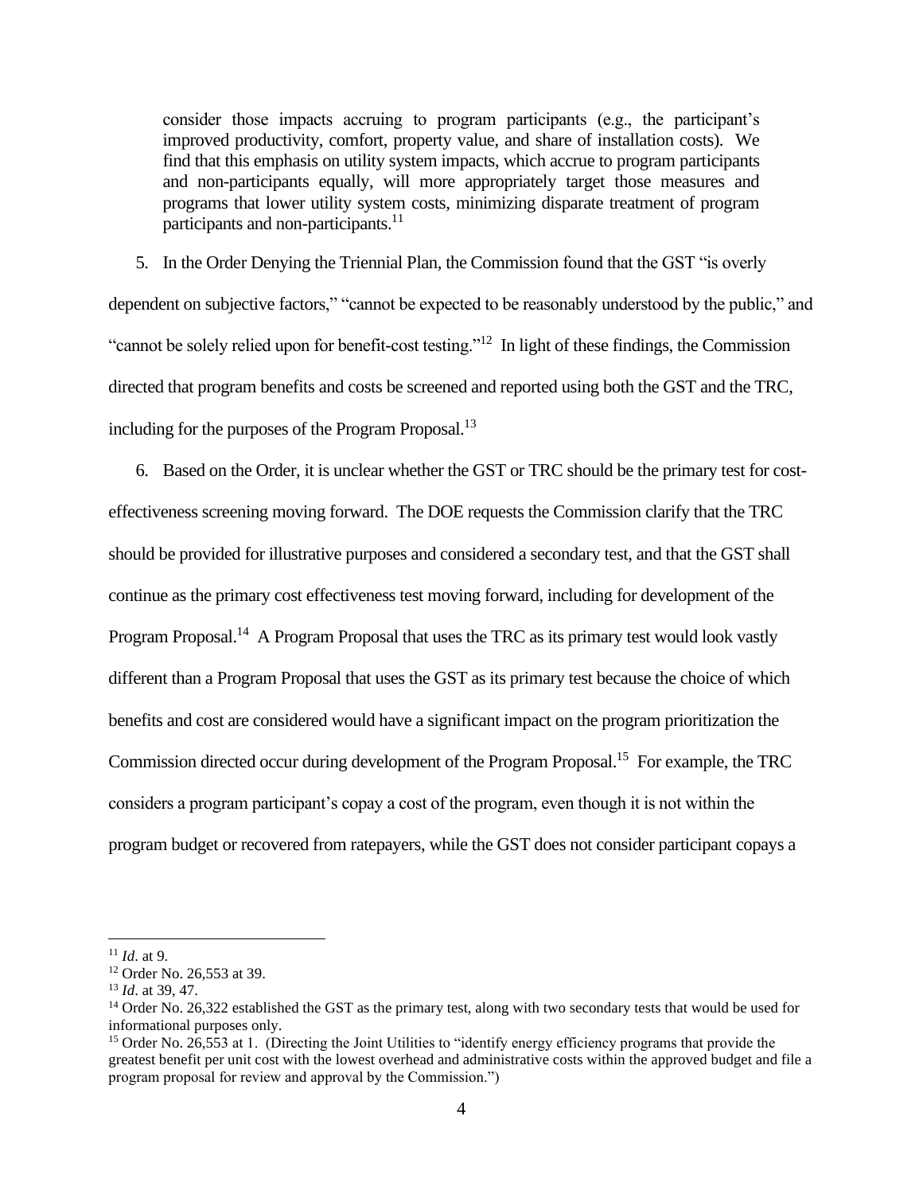> consider those impacts accruing to program participants (e.g., the participant's improved productivity, comfort, property value, and share of installation costs). We find that this emphasis on utility system impacts, which accrue to program participants and non-participants equally, will more appropriately target those measures and programs that lower utility system costs, minimizing disparate treatment of program participants and non-participants.[11]

5. In the Order Denying the Triennial Plan, the Commission found that the GST "is overly dependent on subjective factors," "cannot be expected to be reasonably understood by the public," and "cannot be solely relied upon for benefit-cost testing."[12] In light of these findings, the Commission directed that program benefits and costs be screened and reported using both the GST and the TRC, including for the purposes of the Program Proposal.[13]

6. Based on the Order, it is unclear whether the GST or TRC should be the primary test for cost-effectiveness screening moving forward. The DOE requests the Commission clarify that the TRC should be provided for illustrative purposes and considered a secondary test, and that the GST shall continue as the primary cost effectiveness test moving forward, including for development of the Program Proposal.[14] A Program Proposal that uses the TRC as its primary test would look vastly different than a Program Proposal that uses the GST as its primary test because the choice of which benefits and cost are considered would have a significant impact on the program prioritization the Commission directed occur during development of the Program Proposal.[15] For example, the TRC considers a program participant's copay a cost of the program, even though it is not within the program budget or recovered from ratepayers, while the GST does not consider participant copays a

---

[11] *Id*. at 9.

[12] Order No. 26,553 at 39.

[13] *Id*. at 39, 47.

[14] Order No. 26,322 established the GST as the primary test, along with two secondary tests that would be used for informational purposes only.

[15] Order No. 26,553 at 1. (Directing the Joint Utilities to "identify energy efficiency programs that provide the greatest benefit per unit cost with the lowest overhead and administrative costs within the approved budget and file a program proposal for review and approval by the Commission.")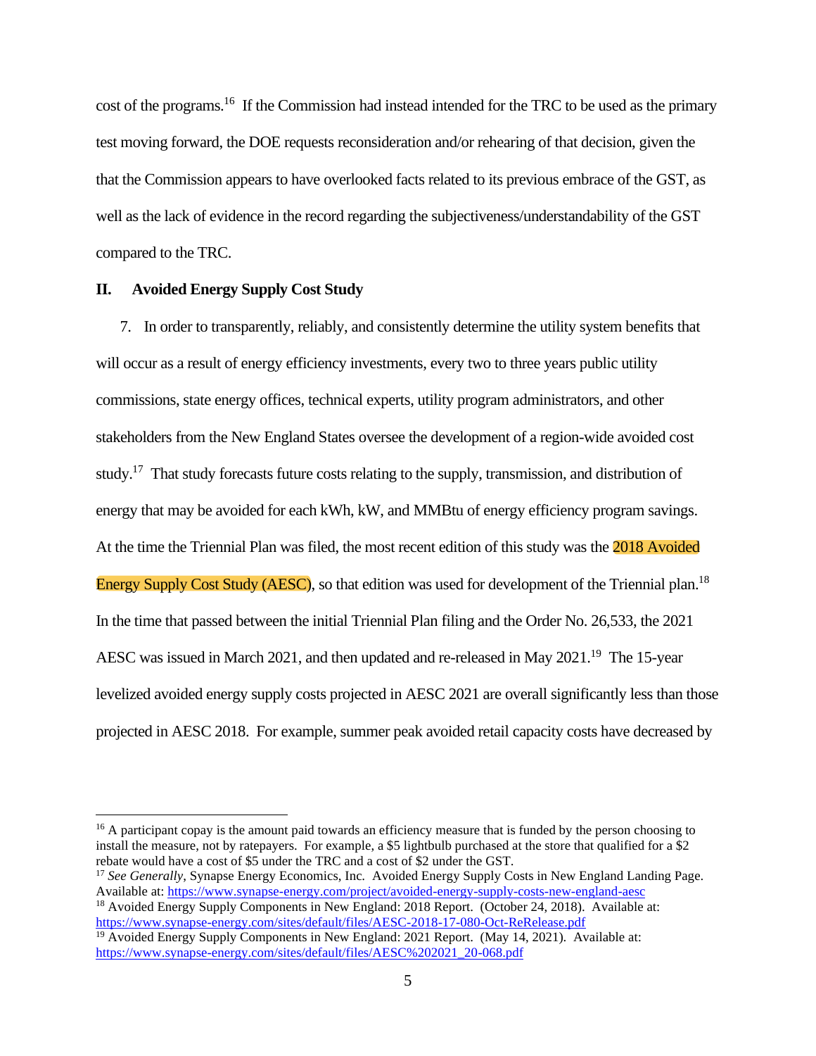cost of the programs.[16] If the Commission had instead intended for the TRC to be used as the primary test moving forward, the DOE requests reconsideration and/or rehearing of that decision, given the that the Commission appears to have overlooked facts related to its previous embrace of the GST, as well as the lack of evidence in the record regarding the subjectiveness/understandability of the GST compared to the TRC.

## II. Avoided Energy Supply Cost Study

7. In order to transparently, reliably, and consistently determine the utility system benefits that will occur as a result of energy efficiency investments, every two to three years public utility commissions, state energy offices, technical experts, utility program administrators, and other stakeholders from the New England States oversee the development of a region-wide avoided cost study.[17] That study forecasts future costs relating to the supply, transmission, and distribution of energy that may be avoided for each kWh, kW, and MMBtu of energy efficiency program savings. At the time the Triennial Plan was filed, the most recent edition of this study was the 2018 Avoided Energy Supply Cost Study (AESC), so that edition was used for development of the Triennial plan.[18] In the time that passed between the initial Triennial Plan filing and the Order No. 26,533, the 2021 AESC was issued in March 2021, and then updated and re-released in May 2021.[19] The 15-year levelized avoided energy supply costs projected in AESC 2021 are overall significantly less than those projected in AESC 2018. For example, summer peak avoided retail capacity costs have decreased by

---

[16] A participant copay is the amount paid towards an efficiency measure that is funded by the person choosing to install the measure, not by ratepayers. For example, a $5 lightbulb purchased at the store that qualified for a $2 rebate would have a cost of $5 under the TRC and a cost of $2 under the GST.

[17] *See Generally*, Synapse Energy Economics, Inc. Avoided Energy Supply Costs in New England Landing Page. Available at: https://www.synapse-energy.com/project/avoided-energy-supply-costs-new-england-aesc

[18] Avoided Energy Supply Components in New England: 2018 Report. (October 24, 2018). Available at: https://www.synapse-energy.com/sites/default/files/AESC-2018-17-080-Oct-ReRelease.pdf

[19] Avoided Energy Supply Components in New England: 2021 Report. (May 14, 2021). Available at: https://www.synapse-energy.com/sites/default/files/AESC%202021_20-068.pdf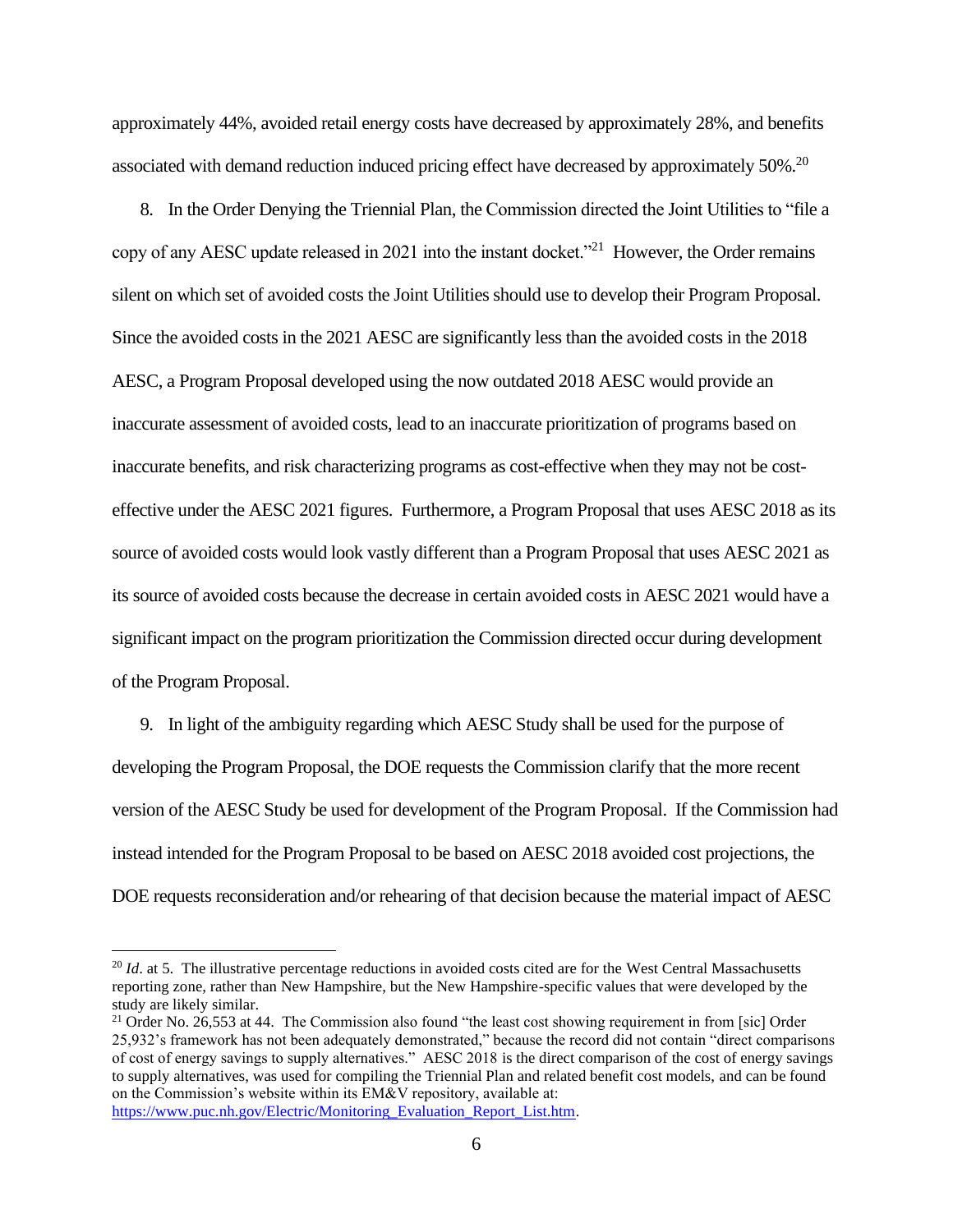approximately 44%, avoided retail energy costs have decreased by approximately 28%, and benefits associated with demand reduction induced pricing effect have decreased by approximately 50%.[20]

8. In the Order Denying the Triennial Plan, the Commission directed the Joint Utilities to "file a copy of any AESC update released in 2021 into the instant docket."[21] However, the Order remains silent on which set of avoided costs the Joint Utilities should use to develop their Program Proposal. Since the avoided costs in the 2021 AESC are significantly less than the avoided costs in the 2018 AESC, a Program Proposal developed using the now outdated 2018 AESC would provide an inaccurate assessment of avoided costs, lead to an inaccurate prioritization of programs based on inaccurate benefits, and risk characterizing programs as cost-effective when they may not be cost-effective under the AESC 2021 figures. Furthermore, a Program Proposal that uses AESC 2018 as its source of avoided costs would look vastly different than a Program Proposal that uses AESC 2021 as its source of avoided costs because the decrease in certain avoided costs in AESC 2021 would have a significant impact on the program prioritization the Commission directed occur during development of the Program Proposal.

9. In light of the ambiguity regarding which AESC Study shall be used for the purpose of developing the Program Proposal, the DOE requests the Commission clarify that the more recent version of the AESC Study be used for development of the Program Proposal. If the Commission had instead intended for the Program Proposal to be based on AESC 2018 avoided cost projections, the DOE requests reconsideration and/or rehearing of that decision because the material impact of AESC

---

[20] *Id*. at 5. The illustrative percentage reductions in avoided costs cited are for the West Central Massachusetts reporting zone, rather than New Hampshire, but the New Hampshire-specific values that were developed by the study are likely similar.

[21] Order No. 26,553 at 44. The Commission also found "the least cost showing requirement in from [sic] Order 25,932's framework has not been adequately demonstrated," because the record did not contain "direct comparisons of cost of energy savings to supply alternatives." AESC 2018 is the direct comparison of the cost of energy savings to supply alternatives, was used for compiling the Triennial Plan and related benefit cost models, and can be found on the Commission's website within its EM&V repository, available at: https://www.puc.nh.gov/Electric/Monitoring_Evaluation_Report_List.htm.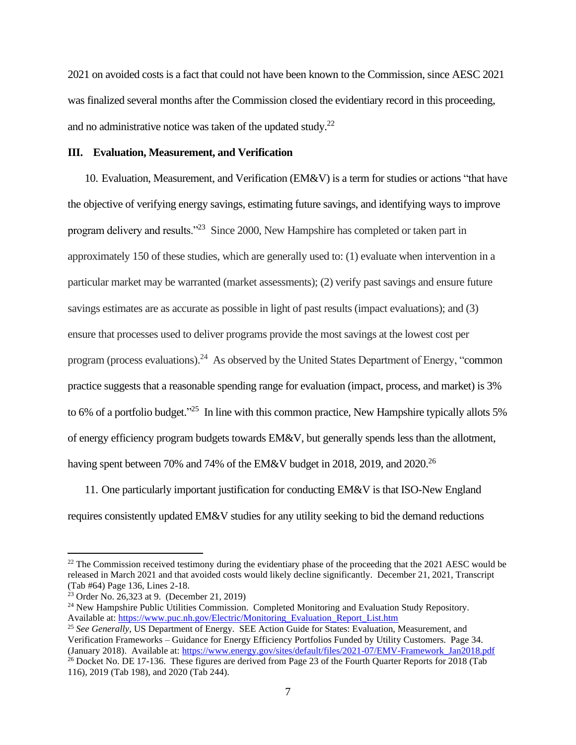2021 on avoided costs is a fact that could not have been known to the Commission, since AESC 2021 was finalized several months after the Commission closed the evidentiary record in this proceeding, and no administrative notice was taken of the updated study.[22]

## III. Evaluation, Measurement, and Verification

10. Evaluation, Measurement, and Verification (EM&V) is a term for studies or actions "that have the objective of verifying energy savings, estimating future savings, and identifying ways to improve program delivery and results."[23] Since 2000, New Hampshire has completed or taken part in approximately 150 of these studies, which are generally used to: (1) evaluate when intervention in a particular market may be warranted (market assessments); (2) verify past savings and ensure future savings estimates are as accurate as possible in light of past results (impact evaluations); and (3) ensure that processes used to deliver programs provide the most savings at the lowest cost per program (process evaluations).[24] As observed by the United States Department of Energy, "common practice suggests that a reasonable spending range for evaluation (impact, process, and market) is 3% to 6% of a portfolio budget."[25] In line with this common practice, New Hampshire typically allots 5% of energy efficiency program budgets towards EM&V, but generally spends less than the allotment, having spent between 70% and 74% of the EM&V budget in 2018, 2019, and 2020.[26]

11. One particularly important justification for conducting EM&V is that ISO-New England requires consistently updated EM&V studies for any utility seeking to bid the demand reductions

---

[22] The Commission received testimony during the evidentiary phase of the proceeding that the 2021 AESC would be released in March 2021 and that avoided costs would likely decline significantly. December 21, 2021, Transcript (Tab #64) Page 136, Lines 2-18.

[23] Order No. 26,323 at 9. (December 21, 2019)

[24] New Hampshire Public Utilities Commission. Completed Monitoring and Evaluation Study Repository. Available at: https://www.puc.nh.gov/Electric/Monitoring_Evaluation_Report_List.htm

[25] *See Generally*, US Department of Energy. SEE Action Guide for States: Evaluation, Measurement, and Verification Frameworks – Guidance for Energy Efficiency Portfolios Funded by Utility Customers. Page 34. (January 2018). Available at: https://www.energy.gov/sites/default/files/2021-07/EMV-Framework_Jan2018.pdf

[26] Docket No. DE 17-136. These figures are derived from Page 23 of the Fourth Quarter Reports for 2018 (Tab 116), 2019 (Tab 198), and 2020 (Tab 244).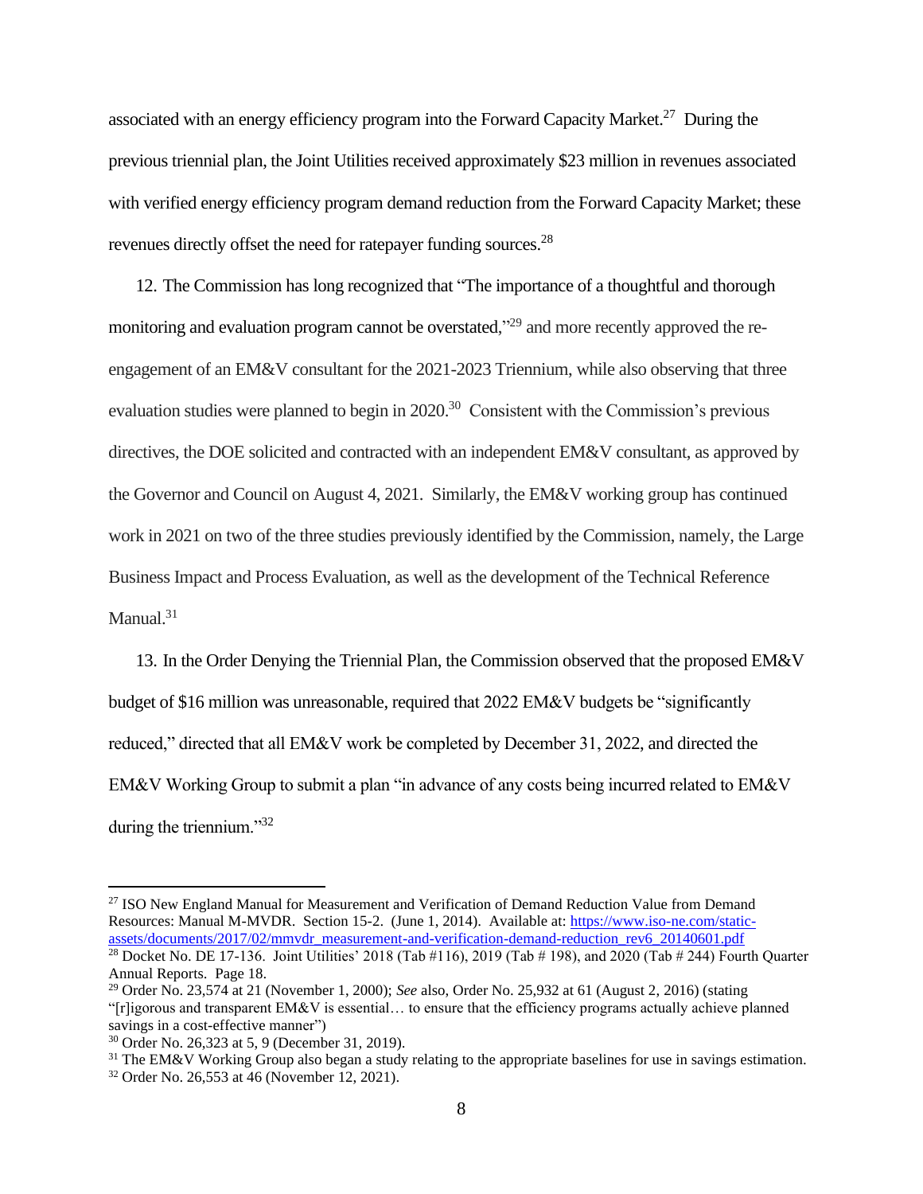associated with an energy efficiency program into the Forward Capacity Market.[27] During the previous triennial plan, the Joint Utilities received approximately $23 million in revenues associated with verified energy efficiency program demand reduction from the Forward Capacity Market; these revenues directly offset the need for ratepayer funding sources.[28]

12. The Commission has long recognized that "The importance of a thoughtful and thorough monitoring and evaluation program cannot be overstated,"[29] and more recently approved the re-engagement of an EM&V consultant for the 2021-2023 Triennium, while also observing that three evaluation studies were planned to begin in 2020.[30] Consistent with the Commission's previous directives, the DOE solicited and contracted with an independent EM&V consultant, as approved by the Governor and Council on August 4, 2021. Similarly, the EM&V working group has continued work in 2021 on two of the three studies previously identified by the Commission, namely, the Large Business Impact and Process Evaluation, as well as the development of the Technical Reference Manual.[31]

13. In the Order Denying the Triennial Plan, the Commission observed that the proposed EM&V budget of $16 million was unreasonable, required that 2022 EM&V budgets be "significantly reduced," directed that all EM&V work be completed by December 31, 2022, and directed the EM&V Working Group to submit a plan "in advance of any costs being incurred related to EM&V during the triennium."[32]

---

[27] ISO New England Manual for Measurement and Verification of Demand Reduction Value from Demand Resources: Manual M-MVDR. Section 15-2. (June 1, 2014). Available at: https://www.iso-ne.com/static-assets/documents/2017/02/mmvdr_measurement-and-verification-demand-reduction_rev6_20140601.pdf

[28] Docket No. DE 17-136. Joint Utilities' 2018 (Tab #116), 2019 (Tab # 198), and 2020 (Tab # 244) Fourth Quarter Annual Reports. Page 18.

[29] Order No. 23,574 at 21 (November 1, 2000); *See* also, Order No. 25,932 at 61 (August 2, 2016) (stating "[r]igorous and transparent EM&V is essential… to ensure that the efficiency programs actually achieve planned savings in a cost-effective manner")

[30] Order No. 26,323 at 5, 9 (December 31, 2019).

[31] The EM&V Working Group also began a study relating to the appropriate baselines for use in savings estimation.

[32] Order No. 26,553 at 46 (November 12, 2021).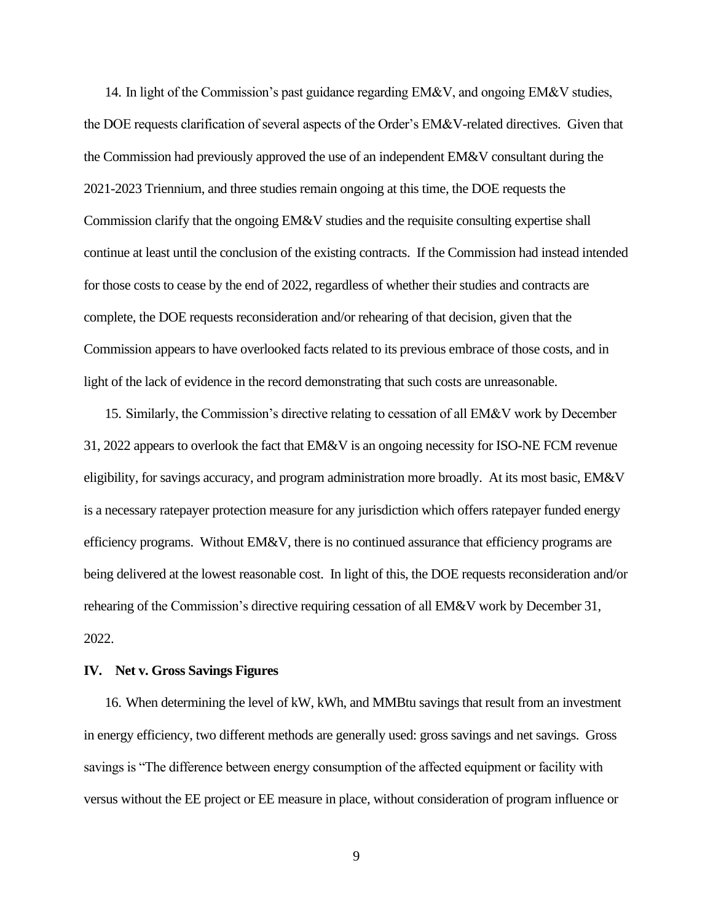14. In light of the Commission's past guidance regarding EM&V, and ongoing EM&V studies, the DOE requests clarification of several aspects of the Order's EM&V-related directives. Given that the Commission had previously approved the use of an independent EM&V consultant during the 2021-2023 Triennium, and three studies remain ongoing at this time, the DOE requests the Commission clarify that the ongoing EM&V studies and the requisite consulting expertise shall continue at least until the conclusion of the existing contracts. If the Commission had instead intended for those costs to cease by the end of 2022, regardless of whether their studies and contracts are complete, the DOE requests reconsideration and/or rehearing of that decision, given that the Commission appears to have overlooked facts related to its previous embrace of those costs, and in light of the lack of evidence in the record demonstrating that such costs are unreasonable.

15. Similarly, the Commission's directive relating to cessation of all EM&V work by December 31, 2022 appears to overlook the fact that EM&V is an ongoing necessity for ISO-NE FCM revenue eligibility, for savings accuracy, and program administration more broadly. At its most basic, EM&V is a necessary ratepayer protection measure for any jurisdiction which offers ratepayer funded energy efficiency programs. Without EM&V, there is no continued assurance that efficiency programs are being delivered at the lowest reasonable cost. In light of this, the DOE requests reconsideration and/or rehearing of the Commission's directive requiring cessation of all EM&V work by December 31, 2022.

## IV. Net v. Gross Savings Figures

16. When determining the level of kW, kWh, and MMBtu savings that result from an investment in energy efficiency, two different methods are generally used: gross savings and net savings. Gross savings is "The difference between energy consumption of the affected equipment or facility with versus without the EE project or EE measure in place, without consideration of program influence or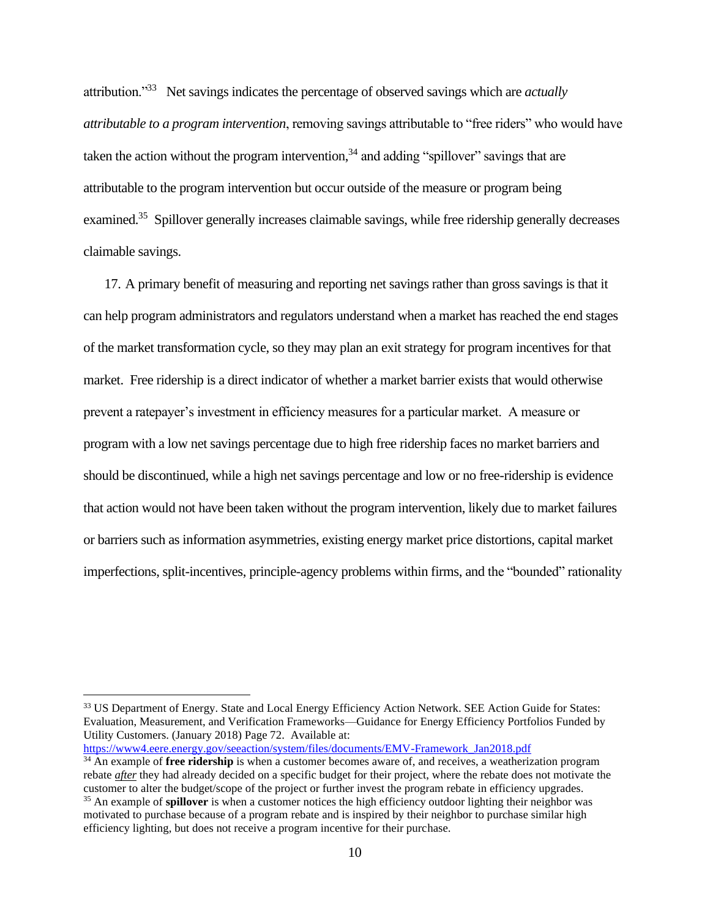attribution."[33] Net savings indicates the percentage of observed savings which are *actually attributable to a program intervention*, removing savings attributable to "free riders" who would have taken the action without the program intervention,[34] and adding "spillover" savings that are attributable to the program intervention but occur outside of the measure or program being examined.[35] Spillover generally increases claimable savings, while free ridership generally decreases claimable savings.

17. A primary benefit of measuring and reporting net savings rather than gross savings is that it can help program administrators and regulators understand when a market has reached the end stages of the market transformation cycle, so they may plan an exit strategy for program incentives for that market. Free ridership is a direct indicator of whether a market barrier exists that would otherwise prevent a ratepayer's investment in efficiency measures for a particular market. A measure or program with a low net savings percentage due to high free ridership faces no market barriers and should be discontinued, while a high net savings percentage and low or no free-ridership is evidence that action would not have been taken without the program intervention, likely due to market failures or barriers such as information asymmetries, existing energy market price distortions, capital market imperfections, split-incentives, principle-agency problems within firms, and the "bounded" rationality

---

[33] US Department of Energy. State and Local Energy Efficiency Action Network. SEE Action Guide for States: Evaluation, Measurement, and Verification Frameworks—Guidance for Energy Efficiency Portfolios Funded by Utility Customers. (January 2018) Page 72. Available at: https://www4.eere.energy.gov/seeaction/system/files/documents/EMV-Framework_Jan2018.pdf

[34] An example of **free ridership** is when a customer becomes aware of, and receives, a weatherization program rebate ***after*** they had already decided on a specific budget for their project, where the rebate does not motivate the customer to alter the budget/scope of the project or further invest the program rebate in efficiency upgrades.

[35] An example of **spillover** is when a customer notices the high efficiency outdoor lighting their neighbor was motivated to purchase because of a program rebate and is inspired by their neighbor to purchase similar high efficiency lighting, but does not receive a program incentive for their purchase.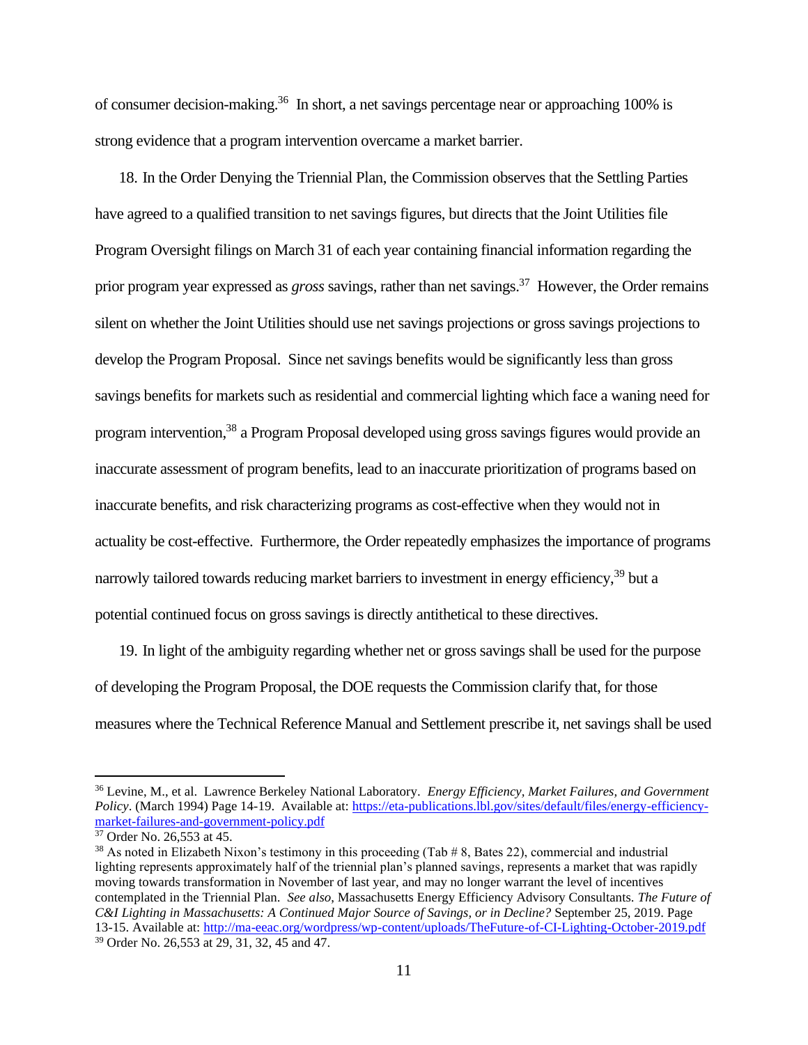of consumer decision-making.[36] In short, a net savings percentage near or approaching 100% is strong evidence that a program intervention overcame a market barrier.

18. In the Order Denying the Triennial Plan, the Commission observes that the Settling Parties have agreed to a qualified transition to net savings figures, but directs that the Joint Utilities file Program Oversight filings on March 31 of each year containing financial information regarding the prior program year expressed as *gross* savings, rather than net savings.[37] However, the Order remains silent on whether the Joint Utilities should use net savings projections or gross savings projections to develop the Program Proposal. Since net savings benefits would be significantly less than gross savings benefits for markets such as residential and commercial lighting which face a waning need for program intervention,[38] a Program Proposal developed using gross savings figures would provide an inaccurate assessment of program benefits, lead to an inaccurate prioritization of programs based on inaccurate benefits, and risk characterizing programs as cost-effective when they would not in actuality be cost-effective. Furthermore, the Order repeatedly emphasizes the importance of programs narrowly tailored towards reducing market barriers to investment in energy efficiency,[39] but a potential continued focus on gross savings is directly antithetical to these directives.

19. In light of the ambiguity regarding whether net or gross savings shall be used for the purpose of developing the Program Proposal, the DOE requests the Commission clarify that, for those measures where the Technical Reference Manual and Settlement prescribe it, net savings shall be used

---

[36] Levine, M., et al. Lawrence Berkeley National Laboratory. *Energy Efficiency, Market Failures, and Government Policy*. (March 1994) Page 14-19. Available at: https://eta-publications.lbl.gov/sites/default/files/energy-efficiency-market-failures-and-government-policy.pdf

[37] Order No. 26,553 at 45.

[38] As noted in Elizabeth Nixon's testimony in this proceeding (Tab # 8, Bates 22), commercial and industrial lighting represents approximately half of the triennial plan's planned savings, represents a market that was rapidly moving towards transformation in November of last year, and may no longer warrant the level of incentives contemplated in the Triennial Plan. *See also*, Massachusetts Energy Efficiency Advisory Consultants. *The Future of C&I Lighting in Massachusetts: A Continued Major Source of Savings, or in Decline?* September 25, 2019. Page 13-15. Available at: http://ma-eeac.org/wordpress/wp-content/uploads/TheFuture-of-CI-Lighting-October-2019.pdf

[39] Order No. 26,553 at 29, 31, 32, 45 and 47.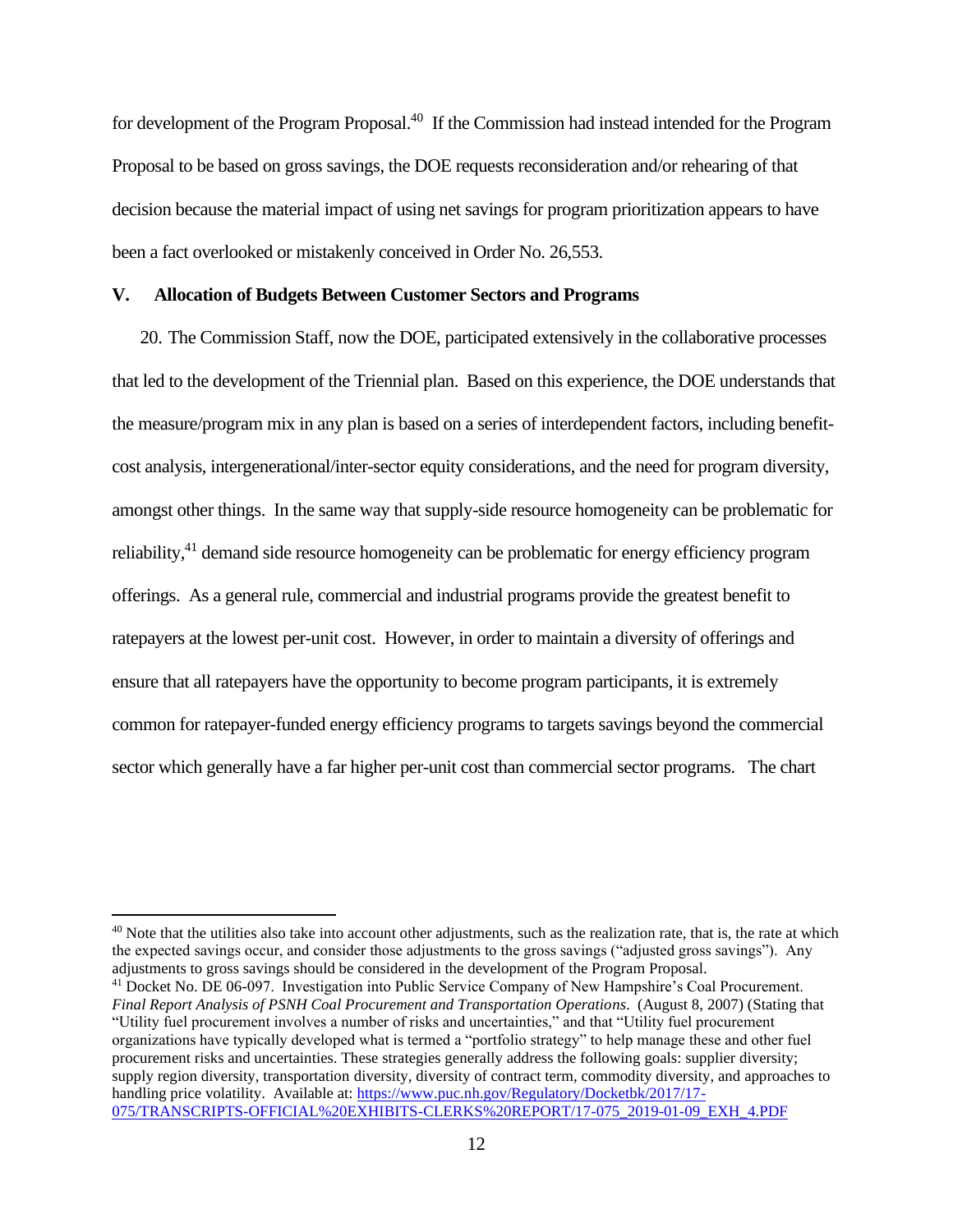for development of the Program Proposal.[40] If the Commission had instead intended for the Program Proposal to be based on gross savings, the DOE requests reconsideration and/or rehearing of that decision because the material impact of using net savings for program prioritization appears to have been a fact overlooked or mistakenly conceived in Order No. 26,553.

## V. Allocation of Budgets Between Customer Sectors and Programs

20. The Commission Staff, now the DOE, participated extensively in the collaborative processes that led to the development of the Triennial plan. Based on this experience, the DOE understands that the measure/program mix in any plan is based on a series of interdependent factors, including benefit-cost analysis, intergenerational/inter-sector equity considerations, and the need for program diversity, amongst other things. In the same way that supply-side resource homogeneity can be problematic for reliability,[41] demand side resource homogeneity can be problematic for energy efficiency program offerings. As a general rule, commercial and industrial programs provide the greatest benefit to ratepayers at the lowest per-unit cost. However, in order to maintain a diversity of offerings and ensure that all ratepayers have the opportunity to become program participants, it is extremely common for ratepayer-funded energy efficiency programs to targets savings beyond the commercial sector which generally have a far higher per-unit cost than commercial sector programs. The chart

---

[40] Note that the utilities also take into account other adjustments, such as the realization rate, that is, the rate at which the expected savings occur, and consider those adjustments to the gross savings ("adjusted gross savings"). Any adjustments to gross savings should be considered in the development of the Program Proposal.

[41] Docket No. DE 06-097. Investigation into Public Service Company of New Hampshire's Coal Procurement. *Final Report Analysis of PSNH Coal Procurement and Transportation Operations*. (August 8, 2007) (Stating that "Utility fuel procurement involves a number of risks and uncertainties," and that "Utility fuel procurement organizations have typically developed what is termed a "portfolio strategy" to help manage these and other fuel procurement risks and uncertainties. These strategies generally address the following goals: supplier diversity; supply region diversity, transportation diversity, diversity of contract term, commodity diversity, and approaches to handling price volatility. Available at: https://www.puc.nh.gov/Regulatory/Docketbk/2017/17-075/TRANSCRIPTS-OFFICIAL%20EXHIBITS-CLERKS%20REPORT/17-075_2019-01-09_EXH_4.PDF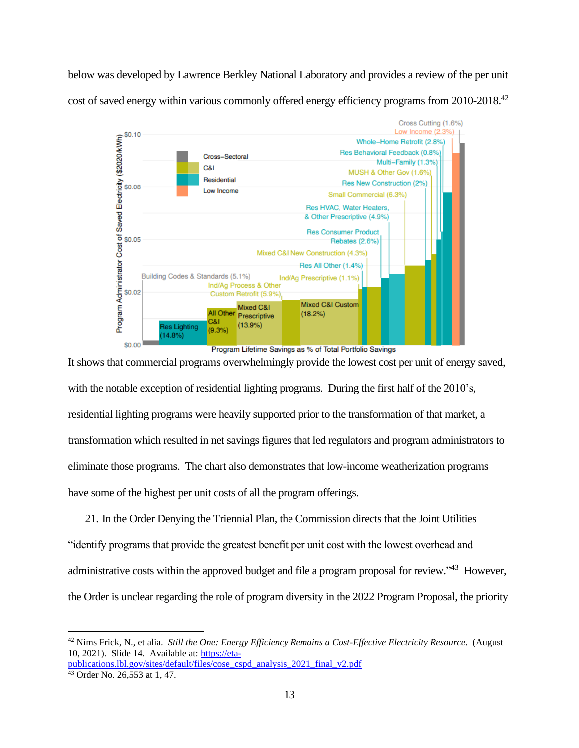below was developed by Lawrence Berkley National Laboratory and provides a review of the per unit cost of saved energy within various commonly offered energy efficiency programs from 2010-2018.[42]

Program Administrator Cost of Saved Electricity ($2020/kWh)

Legend: Cross-Sectoral; C&I; Residential; Low Income

Building Codes & Standards (5.1%); Res Lighting (14.8%); All Other C&I (9.3%); Ind/Ag Process & Other Custom Retrofit (5.9%); Mixed C&I Prescriptive (13.9%); Ind/Ag Prescriptive (1.1%); Mixed C&I Custom (18.2%); Res All Other (1.4%); Mixed C&I New Construction (4.3%); Res Consumer Product Rebates (2.6%); Res HVAC, Water Heaters, & Other Prescriptive (4.9%); Small Commercial (6.3%); Res New Construction (2%); MUSH & Other Gov (1.6%); Multi-Family (1.3%); Res Behavioral Feedback (0.8%); Whole-Home Retrofit (2.8%); Low Income (2.3%); Cross Cutting (1.6%)

Program Lifetime Savings as % of Total Portfolio Savings

It shows that commercial programs overwhelmingly provide the lowest cost per unit of energy saved, with the notable exception of residential lighting programs. During the first half of the 2010's, residential lighting programs were heavily supported prior to the transformation of that market, a transformation which resulted in net savings figures that led regulators and program administrators to eliminate those programs. The chart also demonstrates that low-income weatherization programs have some of the highest per unit costs of all the program offerings.

21. In the Order Denying the Triennial Plan, the Commission directs that the Joint Utilities "identify programs that provide the greatest benefit per unit cost with the lowest overhead and administrative costs within the approved budget and file a program proposal for review."[43] However, the Order is unclear regarding the role of program diversity in the 2022 Program Proposal, the priority

---

[42] Nims Frick, N., et alia. *Still the One: Energy Efficiency Remains a Cost-Effective Electricity Resource*. (August 10, 2021). Slide 14. Available at: https://eta-publications.lbl.gov/sites/default/files/cose_cspd_analysis_2021_final_v2.pdf

[43] Order No. 26,553 at 1, 47.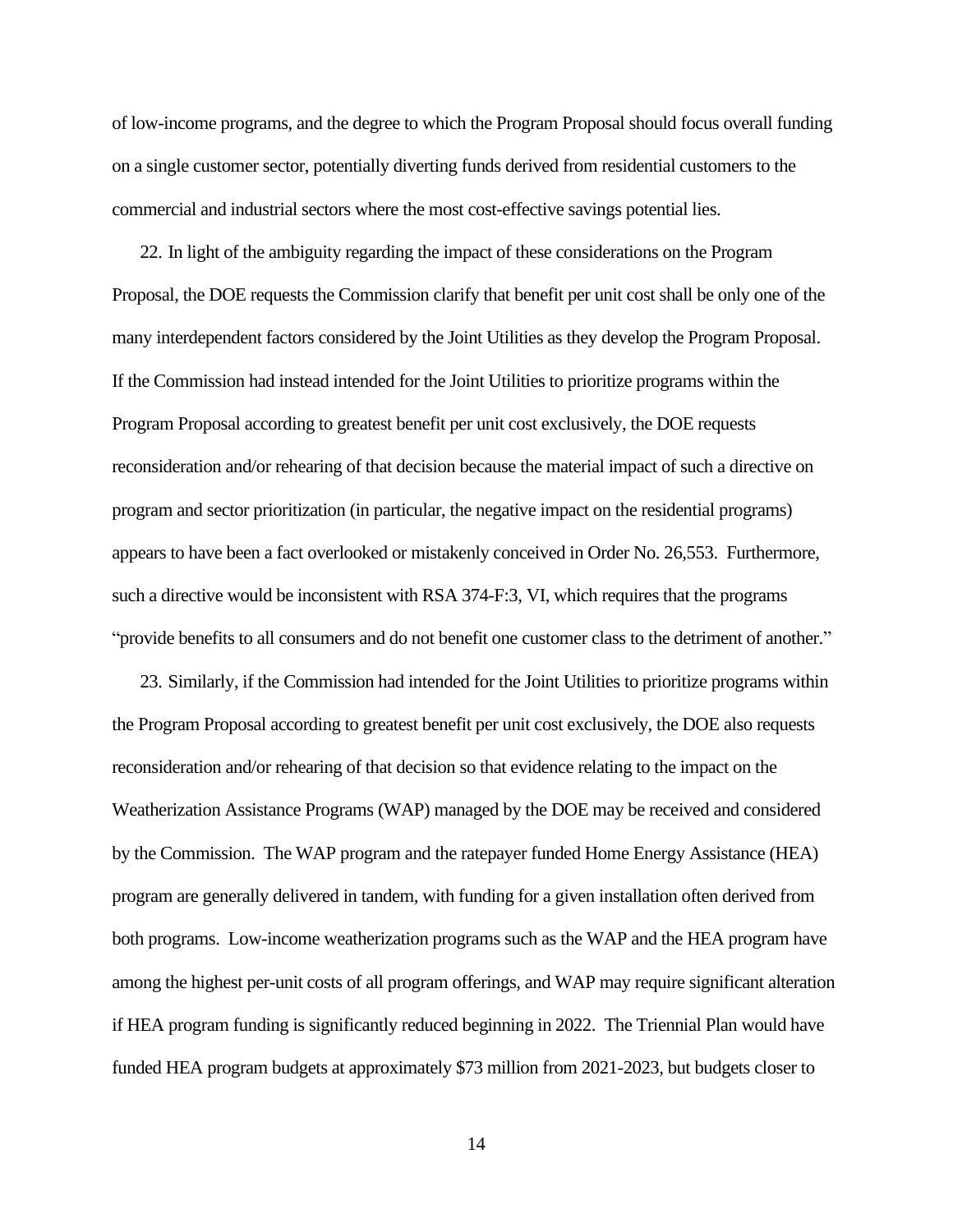of low-income programs, and the degree to which the Program Proposal should focus overall funding on a single customer sector, potentially diverting funds derived from residential customers to the commercial and industrial sectors where the most cost-effective savings potential lies.

22. In light of the ambiguity regarding the impact of these considerations on the Program Proposal, the DOE requests the Commission clarify that benefit per unit cost shall be only one of the many interdependent factors considered by the Joint Utilities as they develop the Program Proposal. If the Commission had instead intended for the Joint Utilities to prioritize programs within the Program Proposal according to greatest benefit per unit cost exclusively, the DOE requests reconsideration and/or rehearing of that decision because the material impact of such a directive on program and sector prioritization (in particular, the negative impact on the residential programs) appears to have been a fact overlooked or mistakenly conceived in Order No. 26,553. Furthermore, such a directive would be inconsistent with RSA 374-F:3, VI, which requires that the programs "provide benefits to all consumers and do not benefit one customer class to the detriment of another."

23. Similarly, if the Commission had intended for the Joint Utilities to prioritize programs within the Program Proposal according to greatest benefit per unit cost exclusively, the DOE also requests reconsideration and/or rehearing of that decision so that evidence relating to the impact on the Weatherization Assistance Programs (WAP) managed by the DOE may be received and considered by the Commission. The WAP program and the ratepayer funded Home Energy Assistance (HEA) program are generally delivered in tandem, with funding for a given installation often derived from both programs. Low-income weatherization programs such as the WAP and the HEA program have among the highest per-unit costs of all program offerings, and WAP may require significant alteration if HEA program funding is significantly reduced beginning in 2022. The Triennial Plan would have funded HEA program budgets at approximately $73 million from 2021-2023, but budgets closer to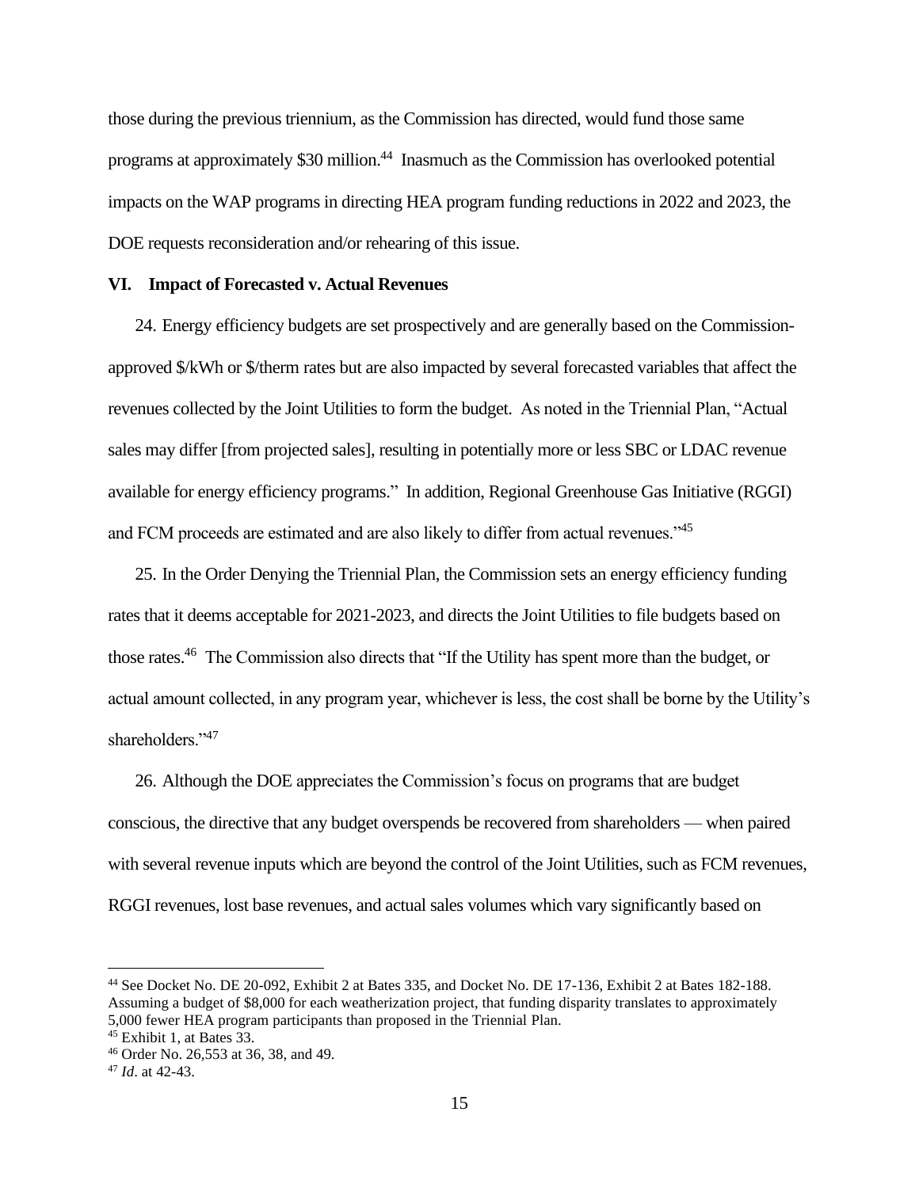those during the previous triennium, as the Commission has directed, would fund those same programs at approximately $30 million.[44] Inasmuch as the Commission has overlooked potential impacts on the WAP programs in directing HEA program funding reductions in 2022 and 2023, the DOE requests reconsideration and/or rehearing of this issue.

## VI. Impact of Forecasted v. Actual Revenues

24. Energy efficiency budgets are set prospectively and are generally based on the Commission-approved $/kWh or $/therm rates but are also impacted by several forecasted variables that affect the revenues collected by the Joint Utilities to form the budget. As noted in the Triennial Plan, "Actual sales may differ [from projected sales], resulting in potentially more or less SBC or LDAC revenue available for energy efficiency programs." In addition, Regional Greenhouse Gas Initiative (RGGI) and FCM proceeds are estimated and are also likely to differ from actual revenues."[45]

25. In the Order Denying the Triennial Plan, the Commission sets an energy efficiency funding rates that it deems acceptable for 2021-2023, and directs the Joint Utilities to file budgets based on those rates.[46] The Commission also directs that "If the Utility has spent more than the budget, or actual amount collected, in any program year, whichever is less, the cost shall be borne by the Utility's shareholders."[47]

26. Although the DOE appreciates the Commission's focus on programs that are budget conscious, the directive that any budget overspends be recovered from shareholders — when paired with several revenue inputs which are beyond the control of the Joint Utilities, such as FCM revenues, RGGI revenues, lost base revenues, and actual sales volumes which vary significantly based on

---

[44] See Docket No. DE 20-092, Exhibit 2 at Bates 335, and Docket No. DE 17-136, Exhibit 2 at Bates 182-188. Assuming a budget of $8,000 for each weatherization project, that funding disparity translates to approximately 5,000 fewer HEA program participants than proposed in the Triennial Plan.

[45] Exhibit 1, at Bates 33.

[46] Order No. 26,553 at 36, 38, and 49.

[47] *Id*. at 42-43.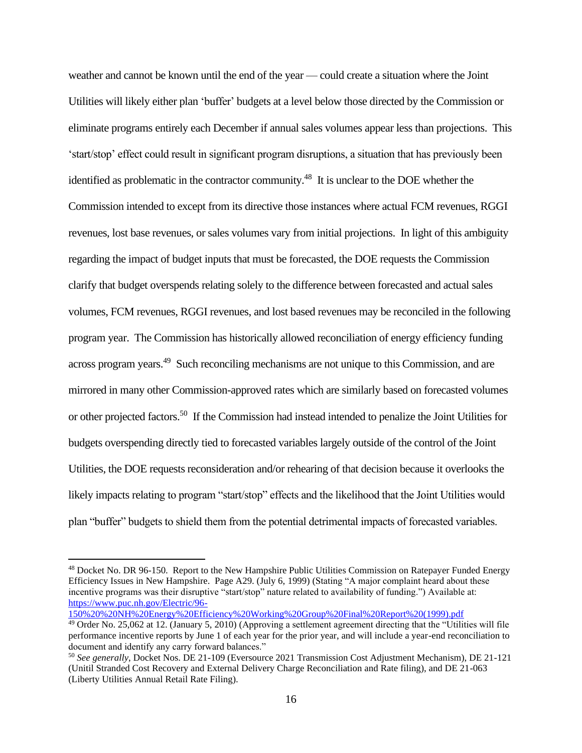weather and cannot be known until the end of the year — could create a situation where the Joint Utilities will likely either plan 'buffer' budgets at a level below those directed by the Commission or eliminate programs entirely each December if annual sales volumes appear less than projections. This 'start/stop' effect could result in significant program disruptions, a situation that has previously been identified as problematic in the contractor community.[48] It is unclear to the DOE whether the Commission intended to except from its directive those instances where actual FCM revenues, RGGI revenues, lost base revenues, or sales volumes vary from initial projections. In light of this ambiguity regarding the impact of budget inputs that must be forecasted, the DOE requests the Commission clarify that budget overspends relating solely to the difference between forecasted and actual sales volumes, FCM revenues, RGGI revenues, and lost based revenues may be reconciled in the following program year. The Commission has historically allowed reconciliation of energy efficiency funding across program years.[49] Such reconciling mechanisms are not unique to this Commission, and are mirrored in many other Commission-approved rates which are similarly based on forecasted volumes or other projected factors.[50] If the Commission had instead intended to penalize the Joint Utilities for budgets overspending directly tied to forecasted variables largely outside of the control of the Joint Utilities, the DOE requests reconsideration and/or rehearing of that decision because it overlooks the likely impacts relating to program "start/stop" effects and the likelihood that the Joint Utilities would plan "buffer" budgets to shield them from the potential detrimental impacts of forecasted variables.

---

[48] Docket No. DR 96-150. Report to the New Hampshire Public Utilities Commission on Ratepayer Funded Energy Efficiency Issues in New Hampshire. Page A29. (July 6, 1999) (Stating "A major complaint heard about these incentive programs was their disruptive "start/stop" nature related to availability of funding.") Available at: [https://www.puc.nh.gov/Electric/96-150%20%20NH%20Energy%20Efficiency%20Working%20Group%20Final%20Report%20(1999).pdf](https://www.puc.nh.gov/Electric/96-150%20%20NH%20Energy%20Efficiency%20Working%20Group%20Final%20Report%20(1999).pdf)

[49] Order No. 25,062 at 12. (January 5, 2010) (Approving a settlement agreement directing that the "Utilities will file performance incentive reports by June 1 of each year for the prior year, and will include a year-end reconciliation to document and identify any carry forward balances."

[50] *See generally*, Docket Nos. DE 21-109 (Eversource 2021 Transmission Cost Adjustment Mechanism), DE 21-121 (Unitil Stranded Cost Recovery and External Delivery Charge Reconciliation and Rate filing), and DE 21-063 (Liberty Utilities Annual Retail Rate Filing).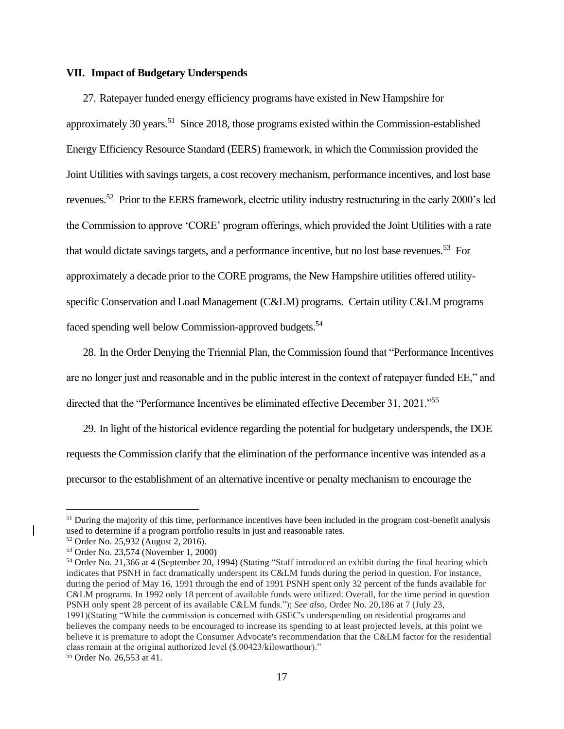## VII. Impact of Budgetary Underspends

27. Ratepayer funded energy efficiency programs have existed in New Hampshire for approximately 30 years.[51] Since 2018, those programs existed within the Commission-established Energy Efficiency Resource Standard (EERS) framework, in which the Commission provided the Joint Utilities with savings targets, a cost recovery mechanism, performance incentives, and lost base revenues.[52] Prior to the EERS framework, electric utility industry restructuring in the early 2000's led the Commission to approve 'CORE' program offerings, which provided the Joint Utilities with a rate that would dictate savings targets, and a performance incentive, but no lost base revenues.[53] For approximately a decade prior to the CORE programs, the New Hampshire utilities offered utility-specific Conservation and Load Management (C&LM) programs. Certain utility C&LM programs faced spending well below Commission-approved budgets.[54]

28. In the Order Denying the Triennial Plan, the Commission found that "Performance Incentives are no longer just and reasonable and in the public interest in the context of ratepayer funded EE," and directed that the "Performance Incentives be eliminated effective December 31, 2021."[55]

29. In light of the historical evidence regarding the potential for budgetary underspends, the DOE requests the Commission clarify that the elimination of the performance incentive was intended as a precursor to the establishment of an alternative incentive or penalty mechanism to encourage the

---

[51] During the majority of this time, performance incentives have been included in the program cost-benefit analysis used to determine if a program portfolio results in just and reasonable rates.

[52] Order No. 25,932 (August 2, 2016).

[53] Order No. 23,574 (November 1, 2000)

[54] Order No. 21,366 at 4 (September 20, 1994) (Stating "Staff introduced an exhibit during the final hearing which indicates that PSNH in fact dramatically underspent its C&LM funds during the period in question. For instance, during the period of May 16, 1991 through the end of 1991 PSNH spent only 32 percent of the funds available for C&LM programs. In 1992 only 18 percent of available funds were utilized. Overall, for the time period in question PSNH only spent 28 percent of its available C&LM funds."); *See also*, Order No. 20,186 at 7 (July 23, 1991)(Stating "While the commission is concerned with GSEC's underspending on residential programs and believes the company needs to be encouraged to increase its spending to at least projected levels, at this point we believe it is premature to adopt the Consumer Advocate's recommendation that the C&LM factor for the residential class remain at the original authorized level ($.00423/kilowatthour)."

[55] Order No. 26,553 at 41.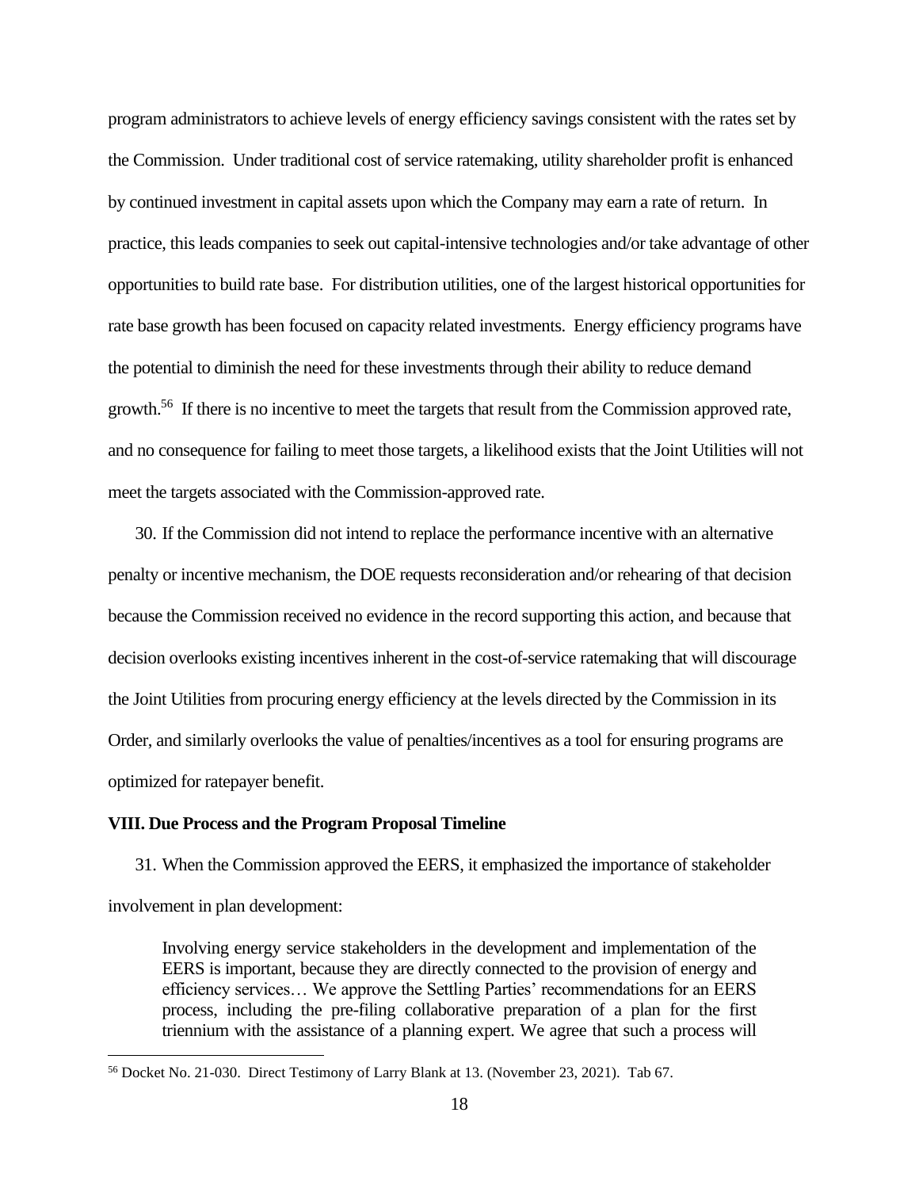program administrators to achieve levels of energy efficiency savings consistent with the rates set by the Commission. Under traditional cost of service ratemaking, utility shareholder profit is enhanced by continued investment in capital assets upon which the Company may earn a rate of return. In practice, this leads companies to seek out capital-intensive technologies and/or take advantage of other opportunities to build rate base. For distribution utilities, one of the largest historical opportunities for rate base growth has been focused on capacity related investments. Energy efficiency programs have the potential to diminish the need for these investments through their ability to reduce demand growth.[56] If there is no incentive to meet the targets that result from the Commission approved rate, and no consequence for failing to meet those targets, a likelihood exists that the Joint Utilities will not meet the targets associated with the Commission-approved rate.

30. If the Commission did not intend to replace the performance incentive with an alternative penalty or incentive mechanism, the DOE requests reconsideration and/or rehearing of that decision because the Commission received no evidence in the record supporting this action, and because that decision overlooks existing incentives inherent in the cost-of-service ratemaking that will discourage the Joint Utilities from procuring energy efficiency at the levels directed by the Commission in its Order, and similarly overlooks the value of penalties/incentives as a tool for ensuring programs are optimized for ratepayer benefit.

## VIII. Due Process and the Program Proposal Timeline

31. When the Commission approved the EERS, it emphasized the importance of stakeholder involvement in plan development:

> Involving energy service stakeholders in the development and implementation of the EERS is important, because they are directly connected to the provision of energy and efficiency services… We approve the Settling Parties' recommendations for an EERS process, including the pre-filing collaborative preparation of a plan for the first triennium with the assistance of a planning expert. We agree that such a process will

[56] Docket No. 21-030. Direct Testimony of Larry Blank at 13. (November 23, 2021). Tab 67.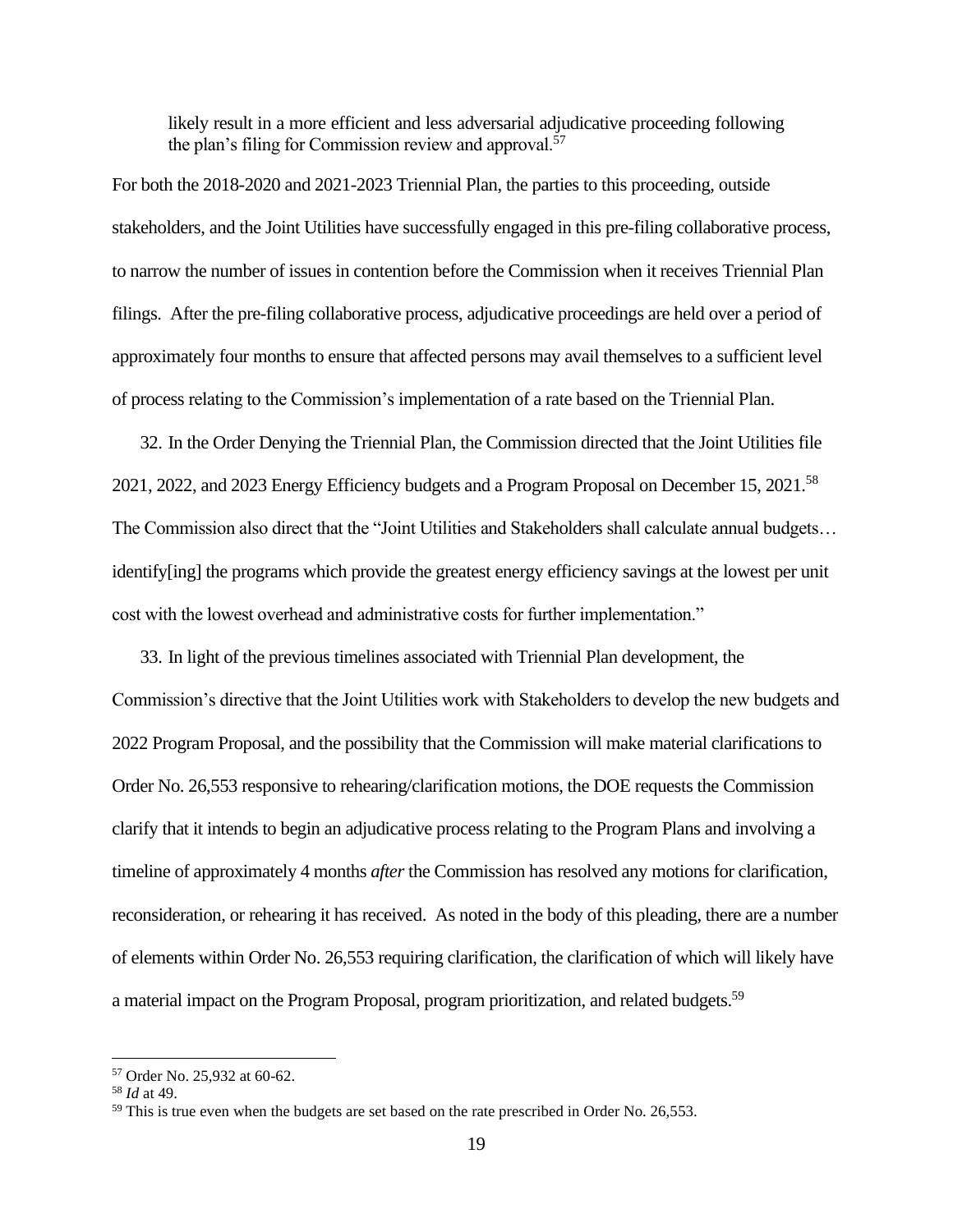> likely result in a more efficient and less adversarial adjudicative proceeding following the plan's filing for Commission review and approval.[57]

For both the 2018-2020 and 2021-2023 Triennial Plan, the parties to this proceeding, outside stakeholders, and the Joint Utilities have successfully engaged in this pre-filing collaborative process, to narrow the number of issues in contention before the Commission when it receives Triennial Plan filings. After the pre-filing collaborative process, adjudicative proceedings are held over a period of approximately four months to ensure that affected persons may avail themselves to a sufficient level of process relating to the Commission's implementation of a rate based on the Triennial Plan.

32. In the Order Denying the Triennial Plan, the Commission directed that the Joint Utilities file 2021, 2022, and 2023 Energy Efficiency budgets and a Program Proposal on December 15, 2021.[58] The Commission also direct that the "Joint Utilities and Stakeholders shall calculate annual budgets… identify[ing] the programs which provide the greatest energy efficiency savings at the lowest per unit cost with the lowest overhead and administrative costs for further implementation."

33. In light of the previous timelines associated with Triennial Plan development, the Commission's directive that the Joint Utilities work with Stakeholders to develop the new budgets and 2022 Program Proposal, and the possibility that the Commission will make material clarifications to Order No. 26,553 responsive to rehearing/clarification motions, the DOE requests the Commission clarify that it intends to begin an adjudicative process relating to the Program Plans and involving a timeline of approximately 4 months *after* the Commission has resolved any motions for clarification, reconsideration, or rehearing it has received. As noted in the body of this pleading, there are a number of elements within Order No. 26,553 requiring clarification, the clarification of which will likely have a material impact on the Program Proposal, program prioritization, and related budgets.[59]

---

[57] Order No. 25,932 at 60-62.

[58] *Id* at 49.

[59] This is true even when the budgets are set based on the rate prescribed in Order No. 26,553.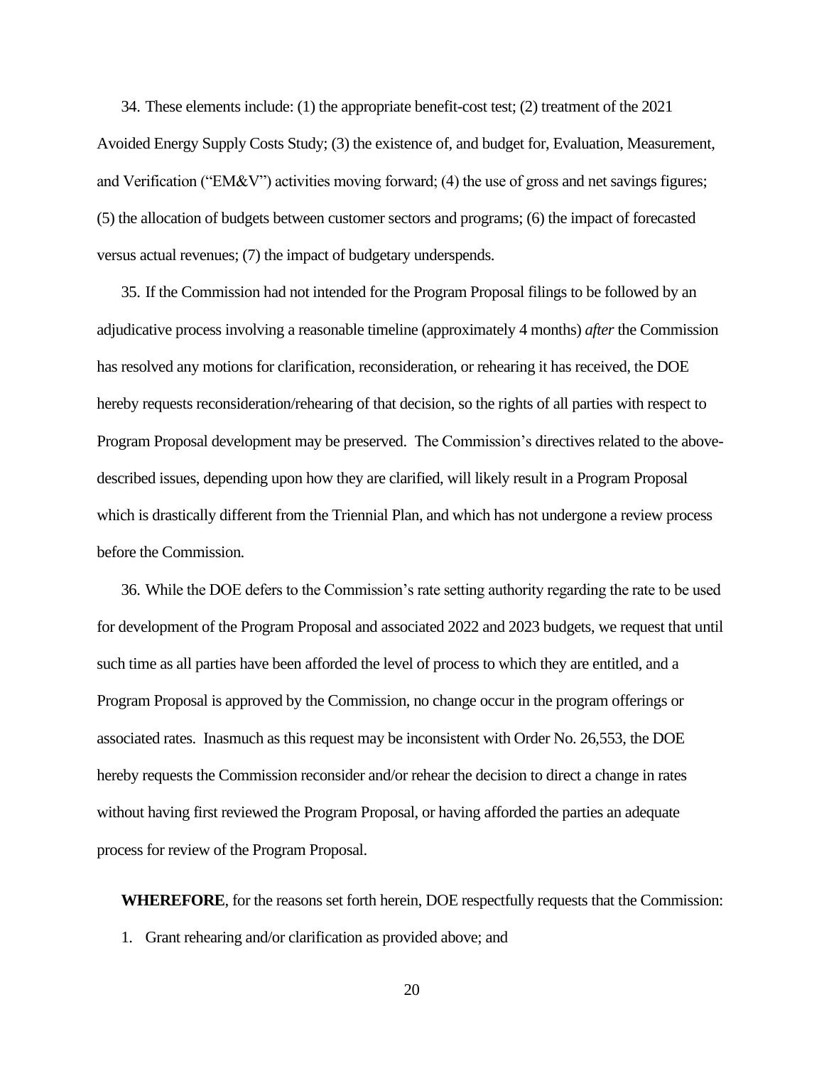34. These elements include: (1) the appropriate benefit-cost test; (2) treatment of the 2021 Avoided Energy Supply Costs Study; (3) the existence of, and budget for, Evaluation, Measurement, and Verification ("EM&V") activities moving forward; (4) the use of gross and net savings figures; (5) the allocation of budgets between customer sectors and programs; (6) the impact of forecasted versus actual revenues; (7) the impact of budgetary underspends.

35. If the Commission had not intended for the Program Proposal filings to be followed by an adjudicative process involving a reasonable timeline (approximately 4 months) *after* the Commission has resolved any motions for clarification, reconsideration, or rehearing it has received, the DOE hereby requests reconsideration/rehearing of that decision, so the rights of all parties with respect to Program Proposal development may be preserved. The Commission's directives related to the above-described issues, depending upon how they are clarified, will likely result in a Program Proposal which is drastically different from the Triennial Plan, and which has not undergone a review process before the Commission.

36. While the DOE defers to the Commission's rate setting authority regarding the rate to be used for development of the Program Proposal and associated 2022 and 2023 budgets, we request that until such time as all parties have been afforded the level of process to which they are entitled, and a Program Proposal is approved by the Commission, no change occur in the program offerings or associated rates. Inasmuch as this request may be inconsistent with Order No. 26,553, the DOE hereby requests the Commission reconsider and/or rehear the decision to direct a change in rates without having first reviewed the Program Proposal, or having afforded the parties an adequate process for review of the Program Proposal.

**WHEREFORE**, for the reasons set forth herein, DOE respectfully requests that the Commission:

1. Grant rehearing and/or clarification as provided above; and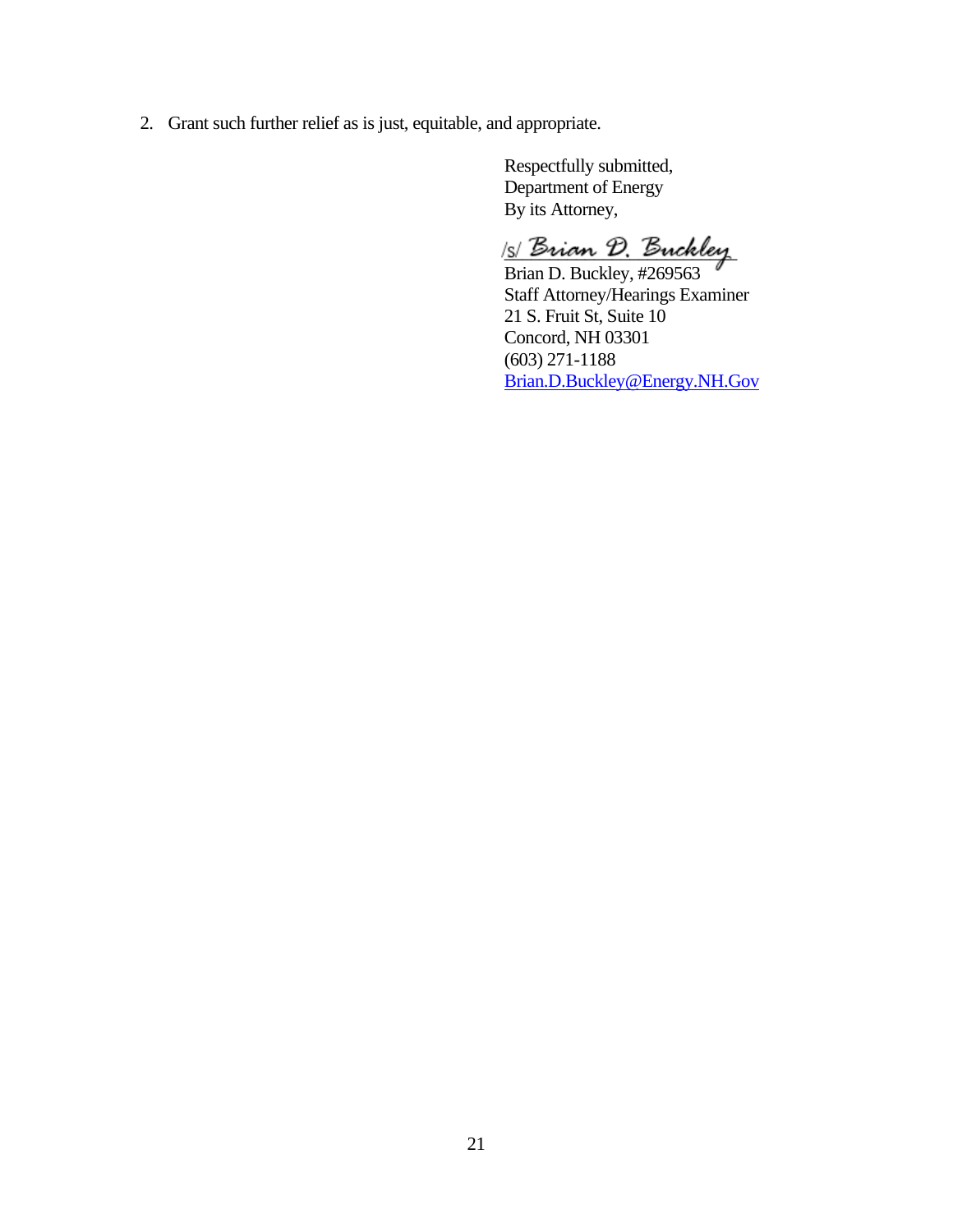2. Grant such further relief as is just, equitable, and appropriate.

Respectfully submitted,
Department of Energy
By its Attorney,

/s/ Brian D. Buckley
Brian D. Buckley, #269563
Staff Attorney/Hearings Examiner
21 S. Fruit St, Suite 10
Concord, NH 03301
(603) 271-1188
Brian.D.Buckley@Energy.NH.Gov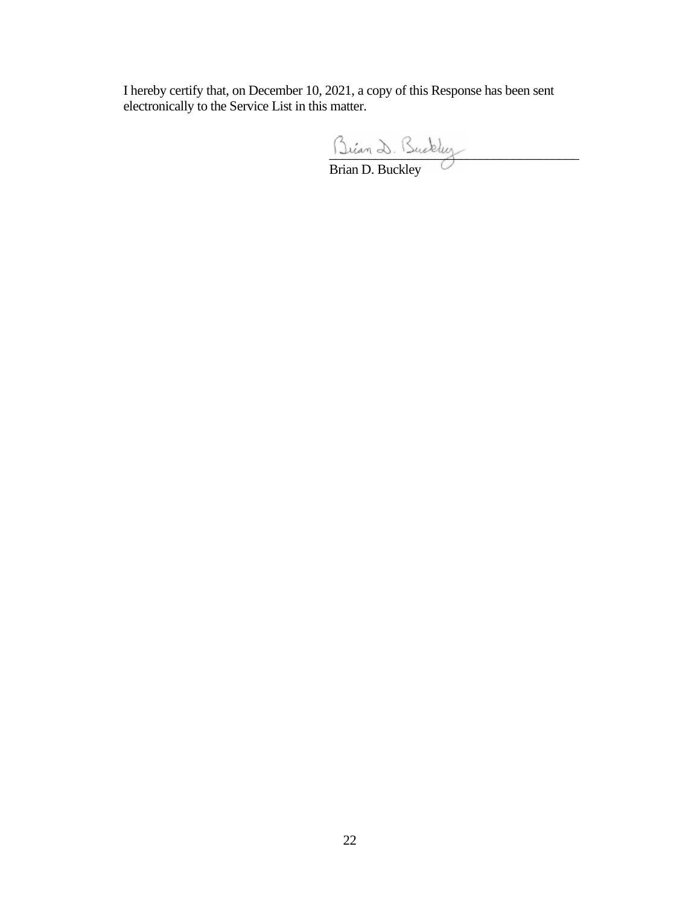I hereby certify that, on December 10, 2021, a copy of this Response has been sent electronically to the Service List in this matter.

Brian D. Buckley